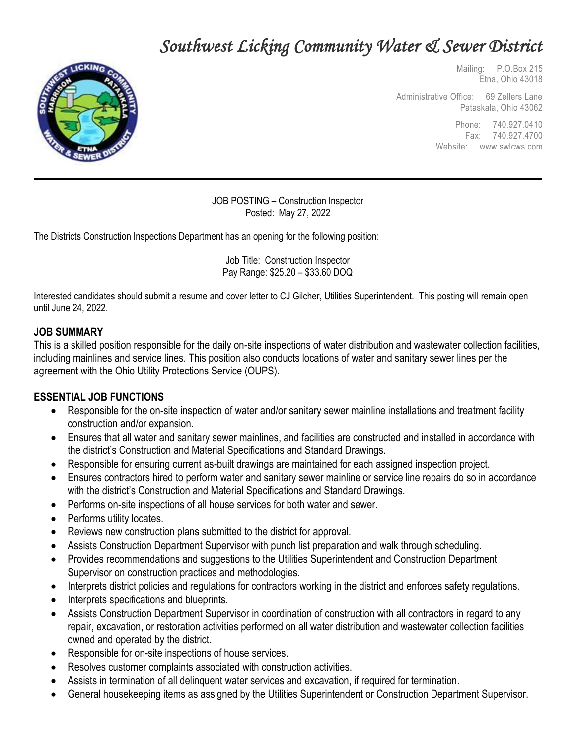# *Southwest Licking Community Water & Sewer District*

Mailing: P.O.Box 215
Etna, Ohio 43018

Administrative Office: 69 Zellers Lane
Pataskala, Ohio 43062

Phone: 740.927.0410
Fax: 740.927.4700
Website: www.swlcws.com

---

JOB POSTING – Construction Inspector
Posted: May 27, 2022

The Districts Construction Inspections Department has an opening for the following position:

Job Title: Construction Inspector
Pay Range: $25.20 – $33.60 DOQ

Interested candidates should submit a resume and cover letter to CJ Gilcher, Utilities Superintendent. This posting will remain open until June 24, 2022.

## JOB SUMMARY

This is a skilled position responsible for the daily on-site inspections of water distribution and wastewater collection facilities, including mainlines and service lines. This position also conducts locations of water and sanitary sewer lines per the agreement with the Ohio Utility Protections Service (OUPS).

## ESSENTIAL JOB FUNCTIONS

- Responsible for the on-site inspection of water and/or sanitary sewer mainline installations and treatment facility construction and/or expansion.
- Ensures that all water and sanitary sewer mainlines, and facilities are constructed and installed in accordance with the district's Construction and Material Specifications and Standard Drawings.
- Responsible for ensuring current as-built drawings are maintained for each assigned inspection project.
- Ensures contractors hired to perform water and sanitary sewer mainline or service line repairs do so in accordance with the district's Construction and Material Specifications and Standard Drawings.
- Performs on-site inspections of all house services for both water and sewer.
- Performs utility locates.
- Reviews new construction plans submitted to the district for approval.
- Assists Construction Department Supervisor with punch list preparation and walk through scheduling.
- Provides recommendations and suggestions to the Utilities Superintendent and Construction Department Supervisor on construction practices and methodologies.
- Interprets district policies and regulations for contractors working in the district and enforces safety regulations.
- Interprets specifications and blueprints.
- Assists Construction Department Supervisor in coordination of construction with all contractors in regard to any repair, excavation, or restoration activities performed on all water distribution and wastewater collection facilities owned and operated by the district.
- Responsible for on-site inspections of house services.
- Resolves customer complaints associated with construction activities.
- Assists in termination of all delinquent water services and excavation, if required for termination.
- General housekeeping items as assigned by the Utilities Superintendent or Construction Department Supervisor.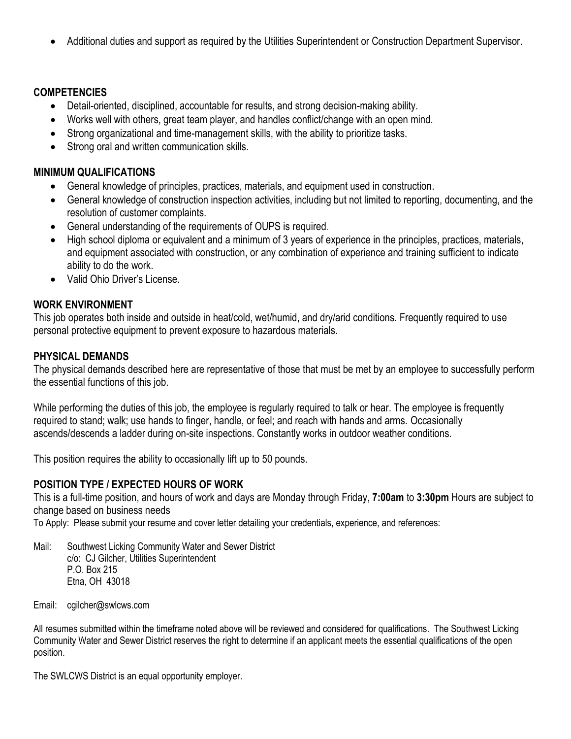- Additional duties and support as required by the Utilities Superintendent or Construction Department Supervisor.

## COMPETENCIES

- Detail-oriented, disciplined, accountable for results, and strong decision-making ability.
- Works well with others, great team player, and handles conflict/change with an open mind.
- Strong organizational and time-management skills, with the ability to prioritize tasks.
- Strong oral and written communication skills.

## MINIMUM QUALIFICATIONS

- General knowledge of principles, practices, materials, and equipment used in construction.
- General knowledge of construction inspection activities, including but not limited to reporting, documenting, and the resolution of customer complaints.
- General understanding of the requirements of OUPS is required.
- High school diploma or equivalent and a minimum of 3 years of experience in the principles, practices, materials, and equipment associated with construction, or any combination of experience and training sufficient to indicate ability to do the work.
- Valid Ohio Driver's License.

## WORK ENVIRONMENT

This job operates both inside and outside in heat/cold, wet/humid, and dry/arid conditions. Frequently required to use personal protective equipment to prevent exposure to hazardous materials.

## PHYSICAL DEMANDS

The physical demands described here are representative of those that must be met by an employee to successfully perform the essential functions of this job.

While performing the duties of this job, the employee is regularly required to talk or hear. The employee is frequently required to stand; walk; use hands to finger, handle, or feel; and reach with hands and arms. Occasionally ascends/descends a ladder during on-site inspections. Constantly works in outdoor weather conditions.

This position requires the ability to occasionally lift up to 50 pounds.

## POSITION TYPE / EXPECTED HOURS OF WORK

This is a full-time position, and hours of work and days are Monday through Friday, **7:00am** to **3:30pm** Hours are subject to change based on business needs

To Apply: Please submit your resume and cover letter detailing your credentials, experience, and references:

Mail: Southwest Licking Community Water and Sewer District
c/o: CJ Gilcher, Utilities Superintendent
P.O. Box 215
Etna, OH 43018

Email: cgilcher@swlcws.com

All resumes submitted within the timeframe noted above will be reviewed and considered for qualifications. The Southwest Licking Community Water and Sewer District reserves the right to determine if an applicant meets the essential qualifications of the open position.

The SWLCWS District is an equal opportunity employer.